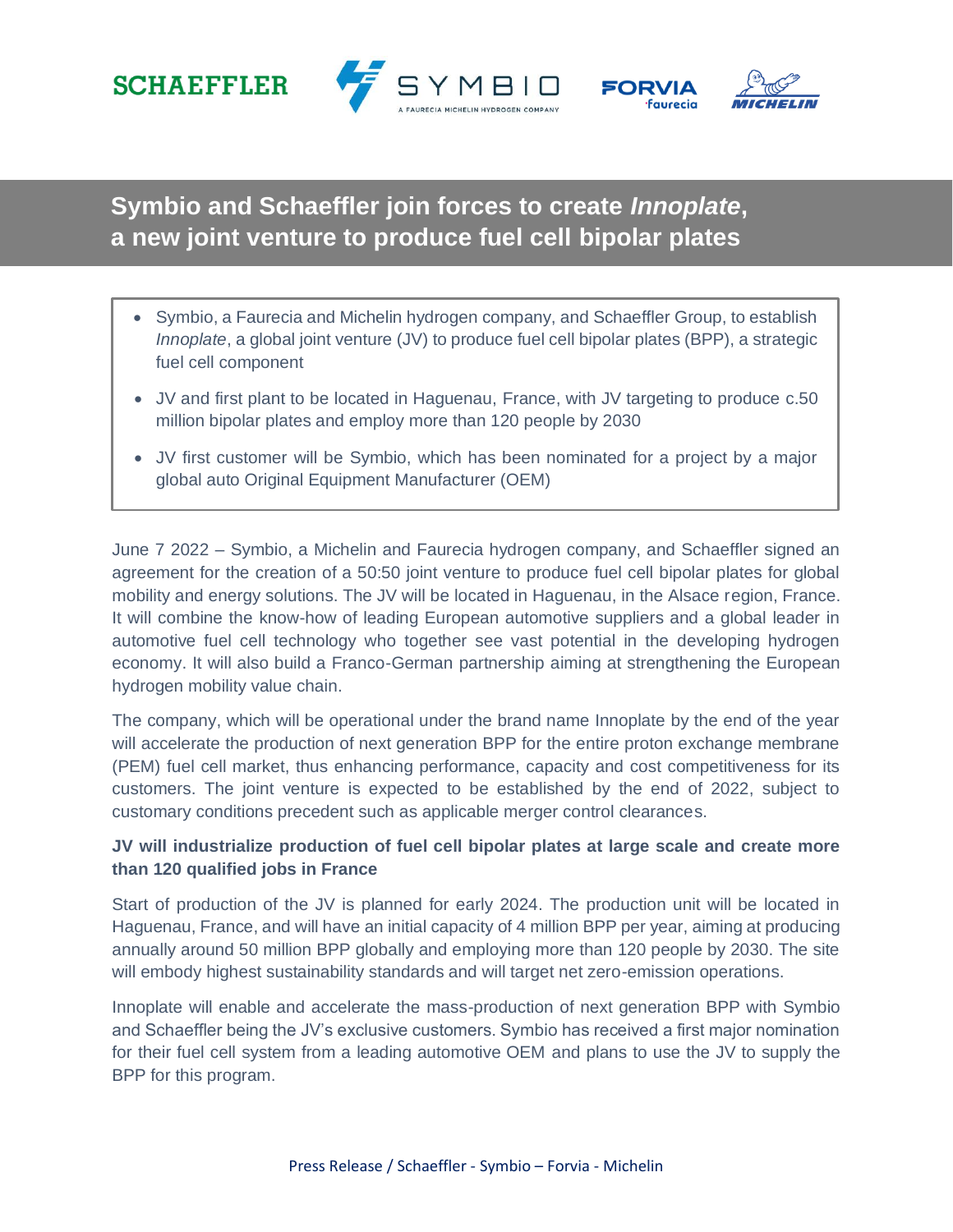# Symbio and Schaeffler join forces to create *Innoplate*, a new joint venture to produce fuel cell bipolar plates

- Symbio, a Faurecia and Michelin hydrogen company, and Schaeffler Group, to establish *Innoplate*, a global joint venture (JV) to produce fuel cell bipolar plates (BPP), a strategic fuel cell component
- JV and first plant to be located in Haguenau, France, with JV targeting to produce c.50 million bipolar plates and employ more than 120 people by 2030
- JV first customer will be Symbio, which has been nominated for a project by a major global auto Original Equipment Manufacturer (OEM)

June 7 2022 – Symbio, a Michelin and Faurecia hydrogen company, and Schaeffler signed an agreement for the creation of a 50:50 joint venture to produce fuel cell bipolar plates for global mobility and energy solutions. The JV will be located in Haguenau, in the Alsace region, France. It will combine the know-how of leading European automotive suppliers and a global leader in automotive fuel cell technology who together see vast potential in the developing hydrogen economy. It will also build a Franco-German partnership aiming at strengthening the European hydrogen mobility value chain.

The company, which will be operational under the brand name Innoplate by the end of the year will accelerate the production of next generation BPP for the entire proton exchange membrane (PEM) fuel cell market, thus enhancing performance, capacity and cost competitiveness for its customers. The joint venture is expected to be established by the end of 2022, subject to customary conditions precedent such as applicable merger control clearances.

**JV will industrialize production of fuel cell bipolar plates at large scale and create more than 120 qualified jobs in France**

Start of production of the JV is planned for early 2024. The production unit will be located in Haguenau, France, and will have an initial capacity of 4 million BPP per year, aiming at producing annually around 50 million BPP globally and employing more than 120 people by 2030. The site will embody highest sustainability standards and will target net zero-emission operations.

Innoplate will enable and accelerate the mass-production of next generation BPP with Symbio and Schaeffler being the JV's exclusive customers. Symbio has received a first major nomination for their fuel cell system from a leading automotive OEM and plans to use the JV to supply the BPP for this program.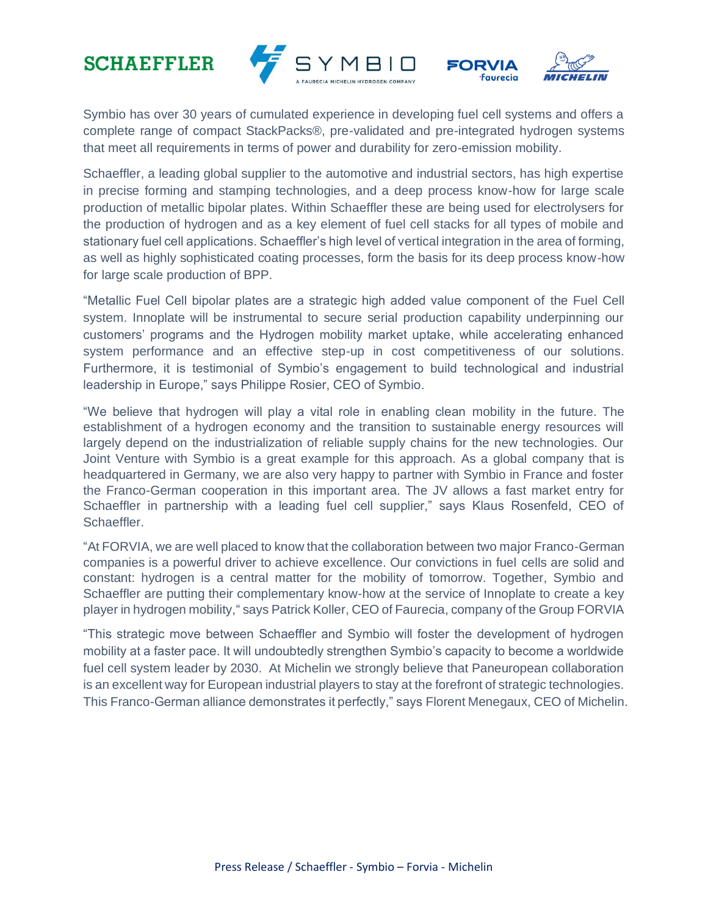Symbio has over 30 years of cumulated experience in developing fuel cell systems and offers a complete range of compact StackPacks®, pre-validated and pre-integrated hydrogen systems that meet all requirements in terms of power and durability for zero-emission mobility.

Schaeffler, a leading global supplier to the automotive and industrial sectors, has high expertise in precise forming and stamping technologies, and a deep process know-how for large scale production of metallic bipolar plates. Within Schaeffler these are being used for electrolysers for the production of hydrogen and as a key element of fuel cell stacks for all types of mobile and stationary fuel cell applications. Schaeffler's high level of vertical integration in the area of forming, as well as highly sophisticated coating processes, form the basis for its deep process know-how for large scale production of BPP.

"Metallic Fuel Cell bipolar plates are a strategic high added value component of the Fuel Cell system. Innoplate will be instrumental to secure serial production capability underpinning our customers' programs and the Hydrogen mobility market uptake, while accelerating enhanced system performance and an effective step-up in cost competitiveness of our solutions. Furthermore, it is testimonial of Symbio's engagement to build technological and industrial leadership in Europe," says Philippe Rosier, CEO of Symbio.

"We believe that hydrogen will play a vital role in enabling clean mobility in the future. The establishment of a hydrogen economy and the transition to sustainable energy resources will largely depend on the industrialization of reliable supply chains for the new technologies. Our Joint Venture with Symbio is a great example for this approach. As a global company that is headquartered in Germany, we are also very happy to partner with Symbio in France and foster the Franco-German cooperation in this important area. The JV allows a fast market entry for Schaeffler in partnership with a leading fuel cell supplier," says Klaus Rosenfeld, CEO of Schaeffler.

"At FORVIA, we are well placed to know that the collaboration between two major Franco-German companies is a powerful driver to achieve excellence. Our convictions in fuel cells are solid and constant: hydrogen is a central matter for the mobility of tomorrow. Together, Symbio and Schaeffler are putting their complementary know-how at the service of Innoplate to create a key player in hydrogen mobility," says Patrick Koller, CEO of Faurecia, company of the Group FORVIA

"This strategic move between Schaeffler and Symbio will foster the development of hydrogen mobility at a faster pace. It will undoubtedly strengthen Symbio's capacity to become a worldwide fuel cell system leader by 2030. At Michelin we strongly believe that Paneuropean collaboration is an excellent way for European industrial players to stay at the forefront of strategic technologies. This Franco-German alliance demonstrates it perfectly," says Florent Menegaux, CEO of Michelin.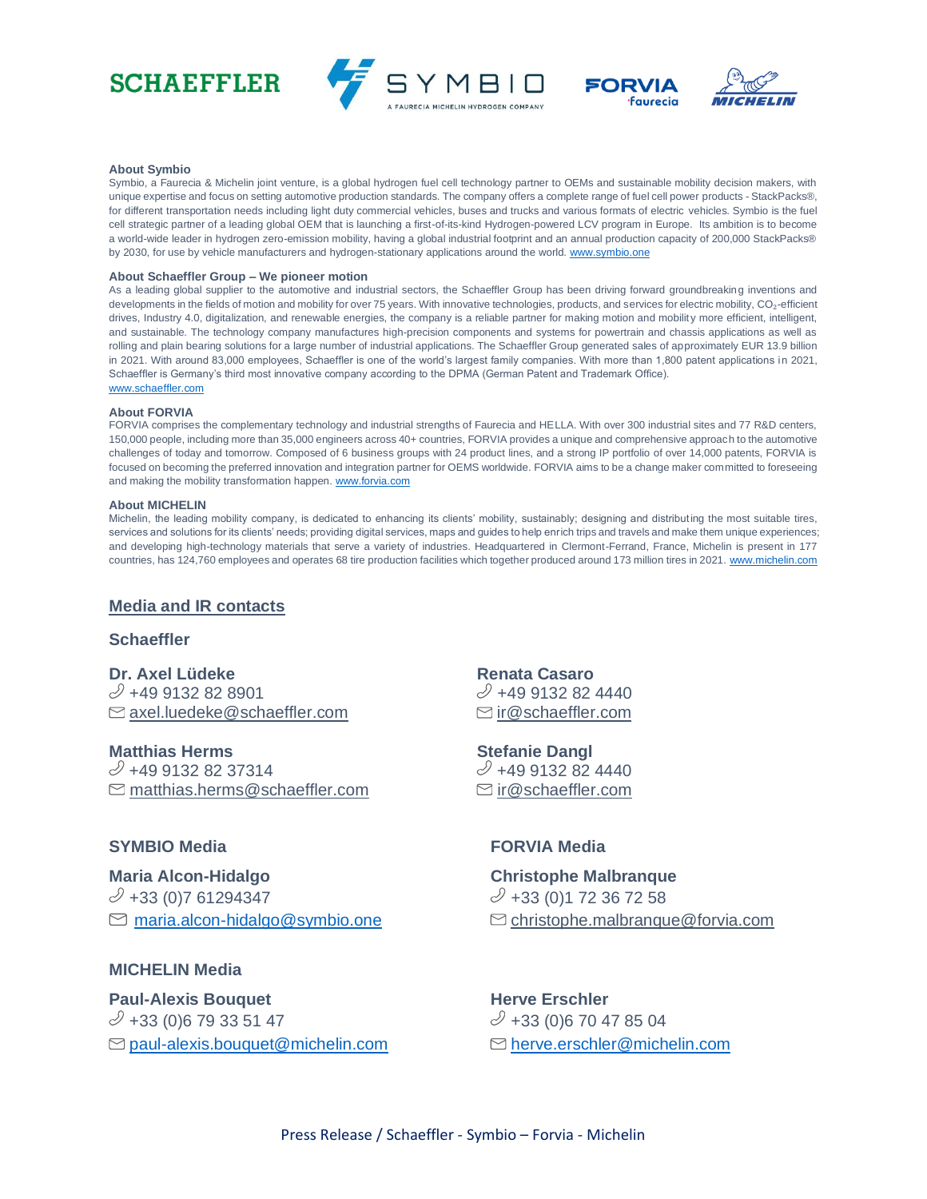SCHAEFFLER SYMBIO A FAURECIA MICHELIN HYDROGEN COMPANY FORVIA faurecia MICHELIN

**About Symbio**

Symbio, a Faurecia & Michelin joint venture, is a global hydrogen fuel cell technology partner to OEMs and sustainable mobility decision makers, with unique expertise and focus on setting automotive production standards. The company offers a complete range of fuel cell power products - StackPacks®, for different transportation needs including light duty commercial vehicles, buses and trucks and various formats of electric vehicles. Symbio is the fuel cell strategic partner of a leading global OEM that is launching a first-of-its-kind Hydrogen-powered LCV program in Europe. Its ambition is to become a world-wide leader in hydrogen zero-emission mobility, having a global industrial footprint and an annual production capacity of 200,000 StackPacks® by 2030, for use by vehicle manufacturers and hydrogen-stationary applications around the world. [www.symbio.one](http://www.symbio.one)

**About Schaeffler Group – We pioneer motion**

As a leading global supplier to the automotive and industrial sectors, the Schaeffler Group has been driving forward groundbreaking inventions and developments in the fields of motion and mobility for over 75 years. With innovative technologies, products, and services for electric mobility, $CO_2$-efficient drives, Industry 4.0, digitalization, and renewable energies, the company is a reliable partner for making motion and mobility more efficient, intelligent, and sustainable. The technology company manufactures high-precision components and systems for powertrain and chassis applications as well as rolling and plain bearing solutions for a large number of industrial applications. The Schaeffler Group generated sales of approximately EUR 13.9 billion in 2021. With around 83,000 employees, Schaeffler is one of the world's largest family companies. With more than 1,800 patent applications in 2021, Schaeffler is Germany's third most innovative company according to the DPMA (German Patent and Trademark Office).
[www.schaeffler.com](http://www.schaeffler.com)

**About FORVIA**

FORVIA comprises the complementary technology and industrial strengths of Faurecia and HELLA. With over 300 industrial sites and 77 R&D centers, 150,000 people, including more than 35,000 engineers across 40+ countries, FORVIA provides a unique and comprehensive approach to the automotive challenges of today and tomorrow. Composed of 6 business groups with 24 product lines, and a strong IP portfolio of over 14,000 patents, FORVIA is focused on becoming the preferred innovation and integration partner for OEMS worldwide. FORVIA aims to be a change maker committed to foreseeing and making the mobility transformation happen. [www.forvia.com](http://www.forvia.com)

**About MICHELIN**

Michelin, the leading mobility company, is dedicated to enhancing its clients' mobility, sustainably; designing and distributing the most suitable tires, services and solutions for its clients' needs; providing digital services, maps and guides to help enrich trips and travels and make them unique experiences; and developing high-technology materials that serve a variety of industries. Headquartered in Clermont-Ferrand, France, Michelin is present in 177 countries, has 124,760 employees and operates 68 tire production facilities which together produced around 173 million tires in 2021. [www.michelin.com](http://www.michelin.com)

## Media and IR contacts

### Schaeffler

**Dr. Axel Lüdeke**
+49 9132 82 8901
axel.luedeke@schaeffler.com

**Matthias Herms**
+49 9132 82 37314
matthias.herms@schaeffler.com

**Renata Casaro**
+49 9132 82 4440
ir@schaeffler.com

**Stefanie Dangl**
+49 9132 82 4440
ir@schaeffler.com

### SYMBIO Media

**Maria Alcon-Hidalgo**
+33 (0)7 61294347
maria.alcon-hidalgo@symbio.one

### FORVIA Media

**Christophe Malbranque**
+33 (0)1 72 36 72 58
christophe.malbranque@forvia.com

### MICHELIN Media

**Paul-Alexis Bouquet**
+33 (0)6 79 33 51 47
paul-alexis.bouquet@michelin.com

**Herve Erschler**
+33 (0)6 70 47 85 04
herve.erschler@michelin.com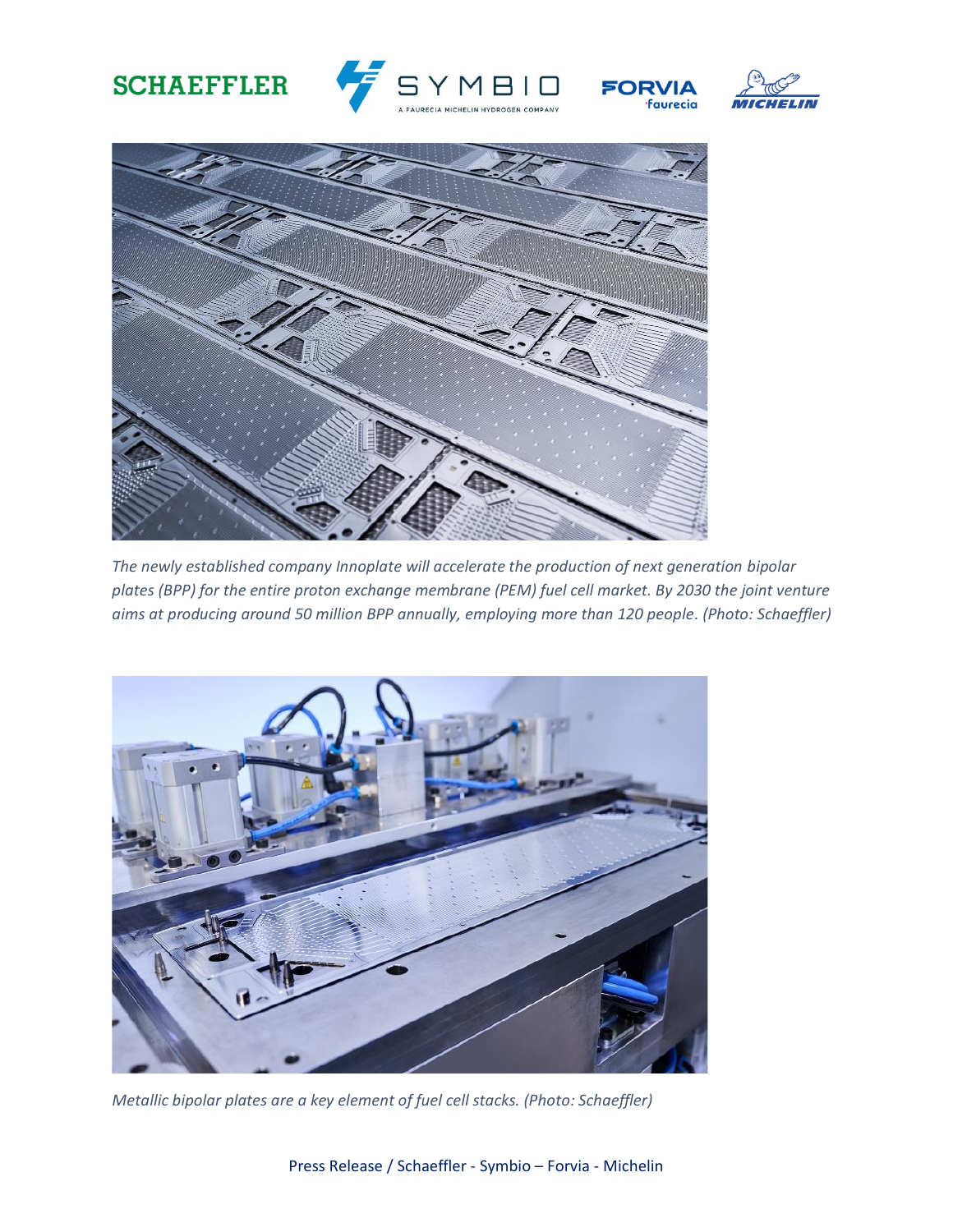*The newly established company Innoplate will accelerate the production of next generation bipolar plates (BPP) for the entire proton exchange membrane (PEM) fuel cell market. By 2030 the joint venture aims at producing around 50 million BPP annually, employing more than 120 people. (Photo: Schaeffler)*

*Metallic bipolar plates are a key element of fuel cell stacks. (Photo: Schaeffler)*